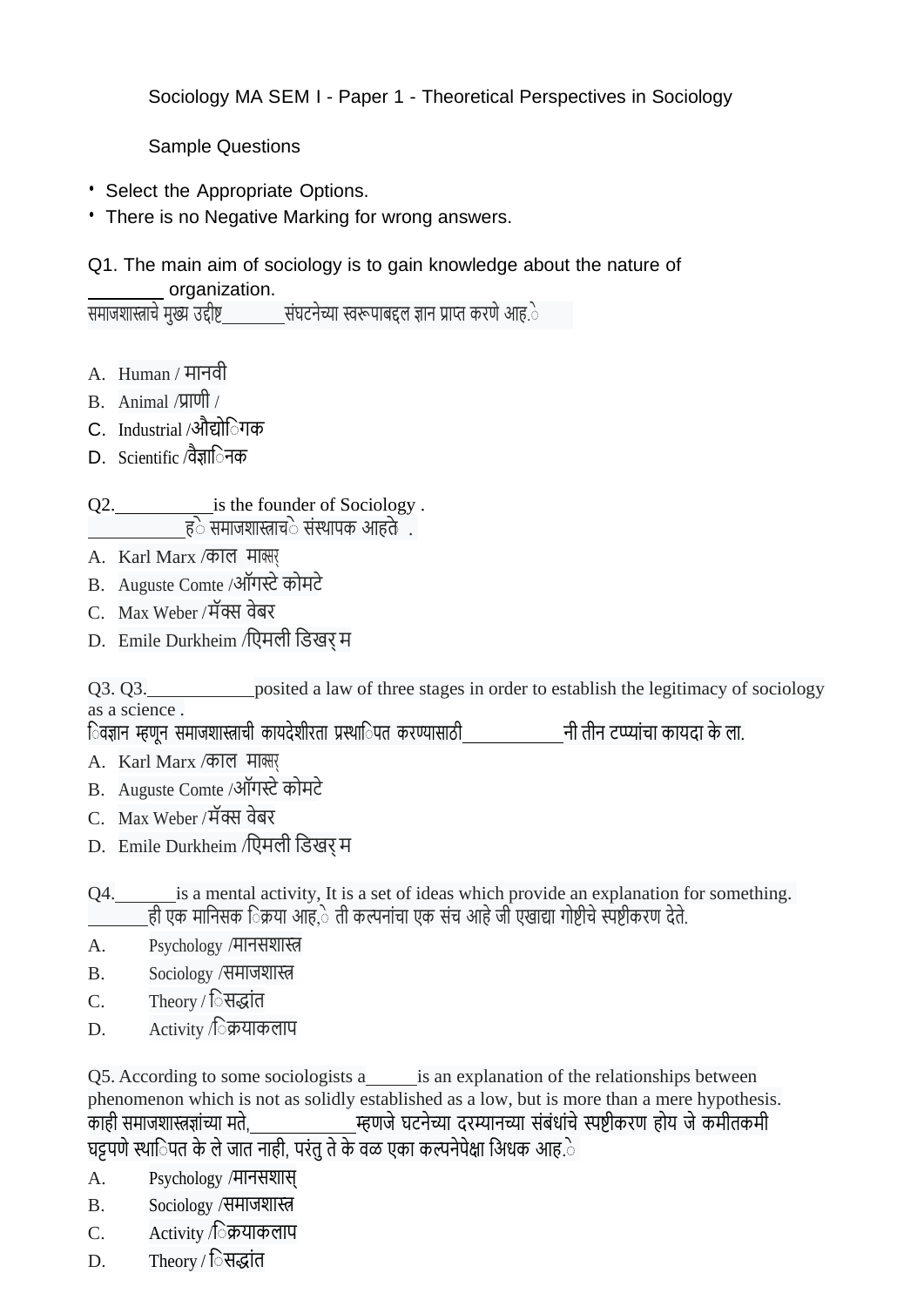Sociology MA SEM I - Paper 1 - Theoretical Perspectives in Sociology

Sample Questions

- Select the Appropriate Options.
- There is no Negative Marking for wrong answers.

Q1. The main aim of sociology is to gain knowledge about the nature of _______ organization.
समाजशास्त्राचे मुख्य उद्दीष्ट_______संघटनेच्या स्वरूपाबद्दल ज्ञान प्राप्त करणे आहे.

A. Human / मानवी
B. Animal /प्राणी /
C. Industrial /औद्योगिक
D. Scientific /वैज्ञानिक

Q2.__________is the founder of Sociology .
__________हे समाजशास्त्राचे संस्थापक आहेत .

A. Karl Marx /कार्ल मार्क्स
B. Auguste Comte /ऑगस्टे कोमटे
C. Max Weber /मॅक्स वेबर
D. Emile Durkheim /एमिली डिखर्म

Q3. Q3.___________posited a law of three stages in order to establish the legitimacy of sociology as a science .
विज्ञान म्हणून समाजशास्त्राची कायदेशीरता प्रस्थापित करण्यासाठी__________नी तीन टप्प्यांचा कायदा केला.

A. Karl Marx /कार्ल मार्क्स
B. Auguste Comte /ऑगस्टे कोमटे
C. Max Weber /मॅक्स वेबर
D. Emile Durkheim /एमिली डिखर्म

Q4.______is a mental activity, It is a set of ideas which provide an explanation for something.
______ही एक मानसिक क्रिया आहे, ती कल्पनांचा एक संच आहे जी एखाद्या गोष्टीचे स्पष्टीकरण देते.

A. Psychology /मानसशास्त्र
B. Sociology /समाजशास्त्र
C. Theory / सिद्धांत
D. Activity /क्रियाकलाप

Q5. According to some sociologists a_____is an explanation of the relationships between phenomenon which is not as solidly established as a low, but is more than a mere hypothesis.
काही समाजशास्त्रज्ञांच्या मते,__________म्हणजे घटनेच्या दरम्यानच्या संबंधांचे स्पष्टीकरण होय जे कमीतकमी घट्टपणे स्थापित केले जात नाही, परंतु ते केवळ एका कल्पनेपेक्षा अधिक आहे.

A. Psychology /मानसशास्
B. Sociology /समाजशास्त्र
C. Activity /क्रियाकलाप
D. Theory / सिद्धांत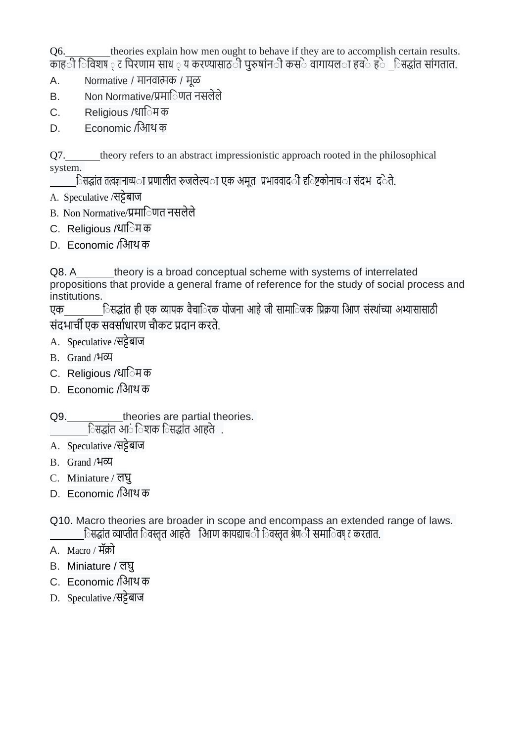Q6.________theories explain how men ought to behave if they are to accomplish certain results.
काही विशिष्ट परिणाम साध्य करण्यासाठी पुरुषांनी कसे वागायला हवे हे _सिद्धांत सांगतात.

A. Normative / मानवात्मक / मूळ
B. Non Normative/प्रमाणित नसलेले
C. Religious /धार्मिक
D. Economic /आर्थिक

Q7.______theory refers to an abstract impressionistic approach rooted in the philosophical system.
_____सिद्धांत तत्वज्ञानाच्या प्रणालीत रुजलेल्या एक अमूर्त प्रभाववादी दृष्टिकोनाचा संदर्भ देते.

A. Speculative /सट्टेबाज
B. Non Normative/प्रमाणित नसलेले
C. Religious /धार्मिक
D. Economic /आर्थिक

Q8. A______theory is a broad conceptual scheme with systems of interrelated propositions that provide a general frame of reference for the study of social process and institutions.
एक______सिद्धांत ही एक व्यापक वैचारिक योजना आहे जी सामाजिक प्रक्रिया आणि संस्थांच्या अभ्यासासाठी संदर्भाची एक सर्वसाधारण चौकट प्रदान करते.

A. Speculative /सट्टेबाज
B. Grand /भव्य
C. Religious /धार्मिक
D. Economic /आर्थिक

Q9.__________theories are partial theories.
_______सिद्धांत आंशिक सिद्धांत आहेत .

A. Speculative /सट्टेबाज
B. Grand /भव्य
C. Miniature / लघु
D. Economic /आर्थिक

Q10. Macro theories are broader in scope and encompass an extended range of laws.
______सिद्धांत व्याप्तीत विस्तृत आहेत आणि कायद्याची विस्तृत श्रेणी समाविष्ट करतात.

A. Macro / मॅक्रो
B. Miniature / लघु
C. Economic /आर्थिक
D. Speculative /सट्टेबाज